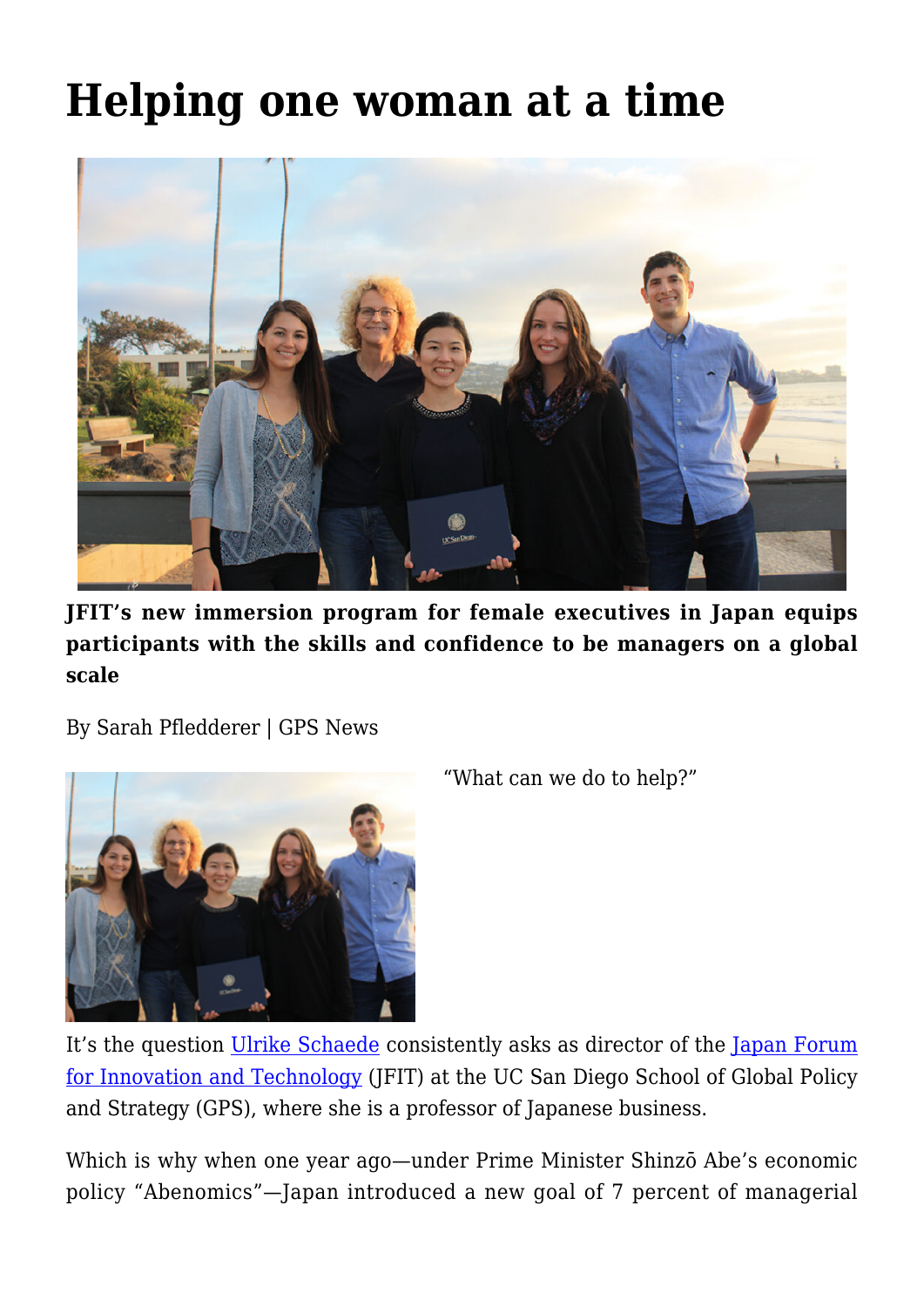# Helping one woman at a time

**JFIT's new immersion program for female executives in Japan equips participants with the skills and confidence to be managers on a global scale**

By Sarah Pfledderer | GPS News

"What can we do to help?"

It's the question Ulrike Schaede consistently asks as director of the Japan Forum for Innovation and Technology (JFIT) at the UC San Diego School of Global Policy and Strategy (GPS), where she is a professor of Japanese business.

Which is why when one year ago—under Prime Minister Shinzō Abe's economic policy "Abenomics"—Japan introduced a new goal of 7 percent of managerial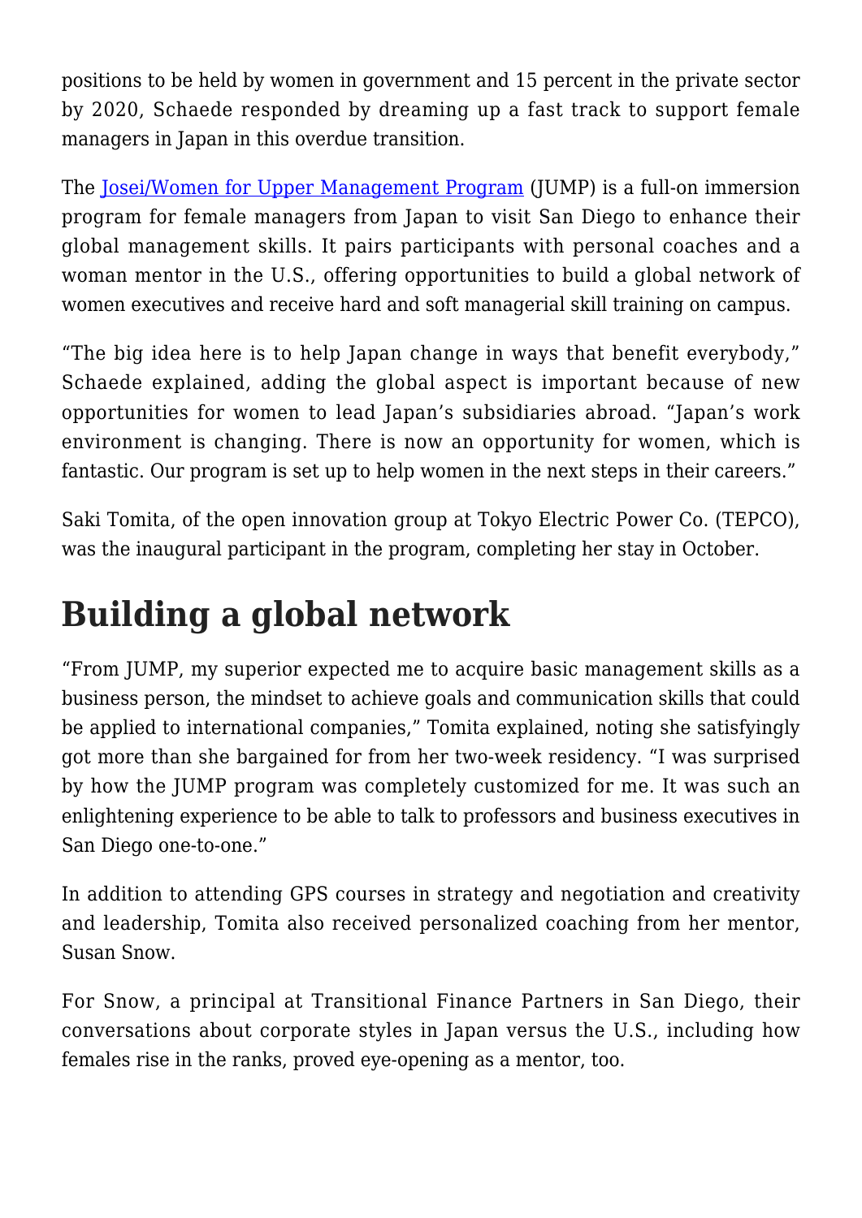positions to be held by women in government and 15 percent in the private sector by 2020, Schaede responded by dreaming up a fast track to support female managers in Japan in this overdue transition.

The [Josei/Women for Upper Management Program](#) (JUMP) is a full-on immersion program for female managers from Japan to visit San Diego to enhance their global management skills. It pairs participants with personal coaches and a woman mentor in the U.S., offering opportunities to build a global network of women executives and receive hard and soft managerial skill training on campus.

"The big idea here is to help Japan change in ways that benefit everybody," Schaede explained, adding the global aspect is important because of new opportunities for women to lead Japan's subsidiaries abroad. "Japan's work environment is changing. There is now an opportunity for women, which is fantastic. Our program is set up to help women in the next steps in their careers."

Saki Tomita, of the open innovation group at Tokyo Electric Power Co. (TEPCO), was the inaugural participant in the program, completing her stay in October.

# Building a global network

"From JUMP, my superior expected me to acquire basic management skills as a business person, the mindset to achieve goals and communication skills that could be applied to international companies," Tomita explained, noting she satisfyingly got more than she bargained for from her two-week residency. "I was surprised by how the JUMP program was completely customized for me. It was such an enlightening experience to be able to talk to professors and business executives in San Diego one-to-one."

In addition to attending GPS courses in strategy and negotiation and creativity and leadership, Tomita also received personalized coaching from her mentor, Susan Snow.

For Snow, a principal at Transitional Finance Partners in San Diego, their conversations about corporate styles in Japan versus the U.S., including how females rise in the ranks, proved eye-opening as a mentor, too.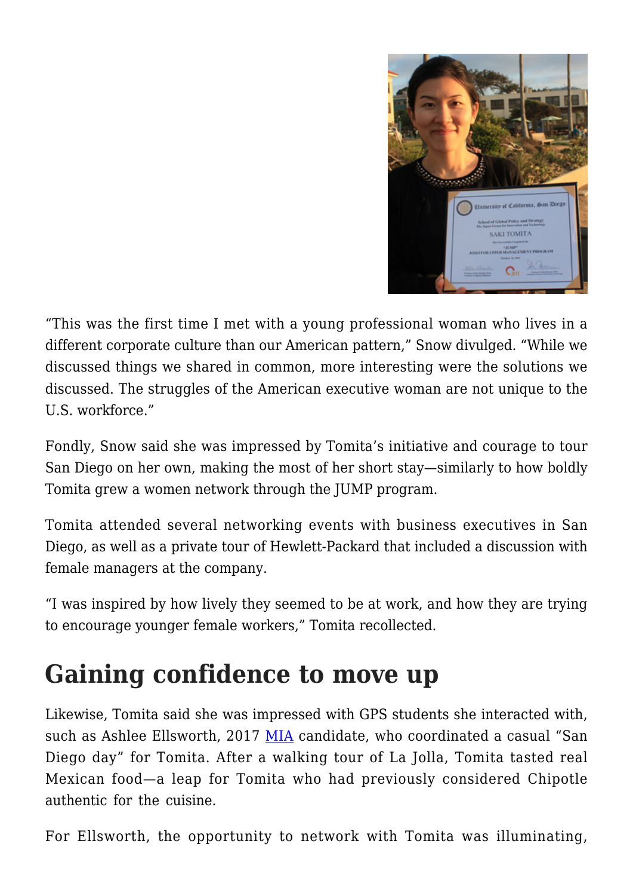"This was the first time I met with a young professional woman who lives in a different corporate culture than our American pattern," Snow divulged. "While we discussed things we shared in common, more interesting were the solutions we discussed. The struggles of the American executive woman are not unique to the U.S. workforce."

Fondly, Snow said she was impressed by Tomita's initiative and courage to tour San Diego on her own, making the most of her short stay—similarly to how boldly Tomita grew a women network through the JUMP program.

Tomita attended several networking events with business executives in San Diego, as well as a private tour of Hewlett-Packard that included a discussion with female managers at the company.

"I was inspired by how lively they seemed to be at work, and how they are trying to encourage younger female workers," Tomita recollected.

## Gaining confidence to move up

Likewise, Tomita said she was impressed with GPS students she interacted with, such as Ashlee Ellsworth, 2017 MIA candidate, who coordinated a casual "San Diego day" for Tomita. After a walking tour of La Jolla, Tomita tasted real Mexican food—a leap for Tomita who had previously considered Chipotle authentic for the cuisine.

For Ellsworth, the opportunity to network with Tomita was illuminating,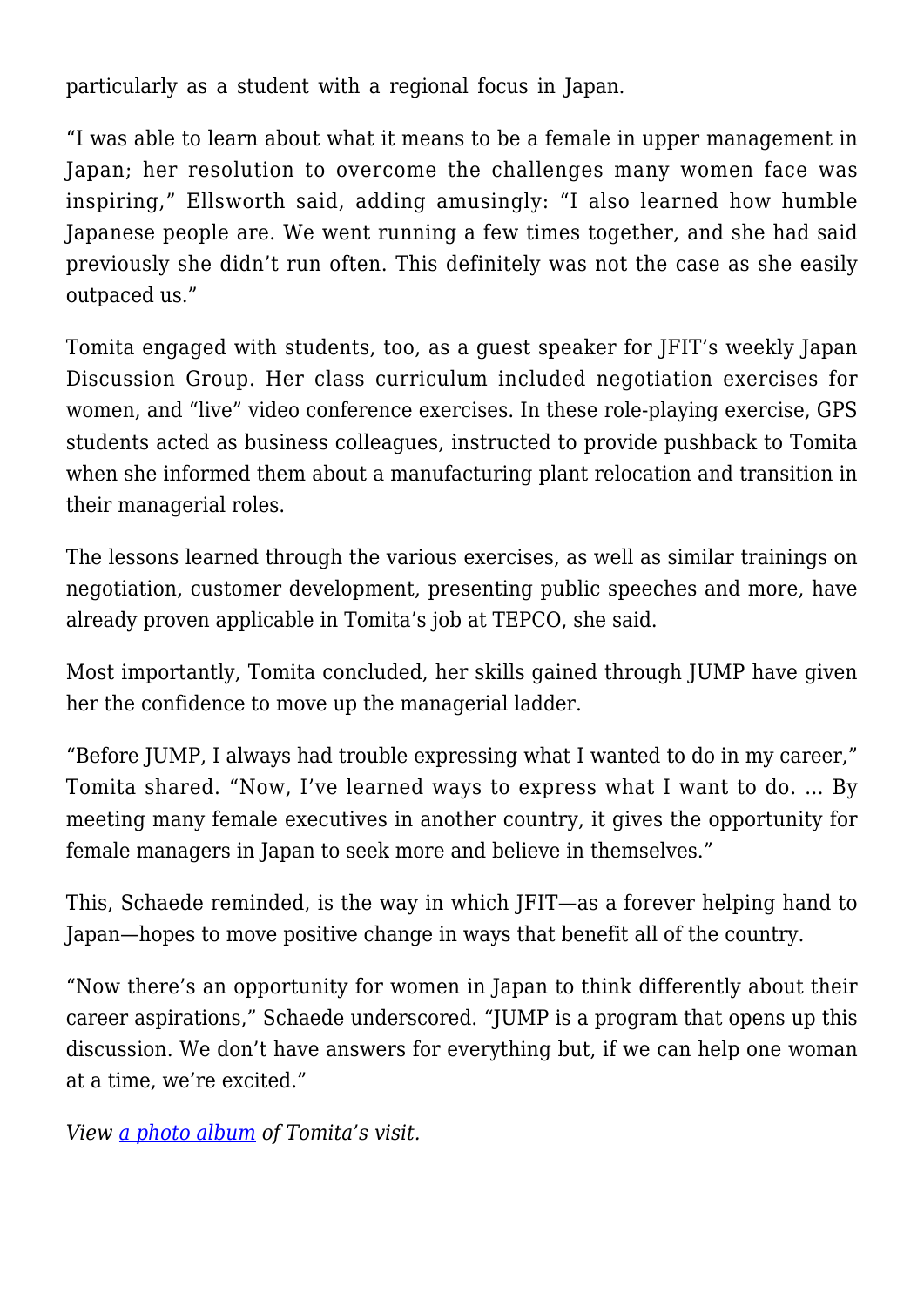particularly as a student with a regional focus in Japan.

"I was able to learn about what it means to be a female in upper management in Japan; her resolution to overcome the challenges many women face was inspiring," Ellsworth said, adding amusingly: "I also learned how humble Japanese people are. We went running a few times together, and she had said previously she didn't run often. This definitely was not the case as she easily outpaced us."

Tomita engaged with students, too, as a guest speaker for JFIT's weekly Japan Discussion Group. Her class curriculum included negotiation exercises for women, and "live" video conference exercises. In these role-playing exercise, GPS students acted as business colleagues, instructed to provide pushback to Tomita when she informed them about a manufacturing plant relocation and transition in their managerial roles.

The lessons learned through the various exercises, as well as similar trainings on negotiation, customer development, presenting public speeches and more, have already proven applicable in Tomita's job at TEPCO, she said.

Most importantly, Tomita concluded, her skills gained through JUMP have given her the confidence to move up the managerial ladder.

"Before JUMP, I always had trouble expressing what I wanted to do in my career," Tomita shared. "Now, I've learned ways to express what I want to do. … By meeting many female executives in another country, it gives the opportunity for female managers in Japan to seek more and believe in themselves."

This, Schaede reminded, is the way in which JFIT—as a forever helping hand to Japan—hopes to move positive change in ways that benefit all of the country.

"Now there's an opportunity for women in Japan to think differently about their career aspirations," Schaede underscored. "JUMP is a program that opens up this discussion. We don't have answers for everything but, if we can help one woman at a time, we're excited."

*View a photo album of Tomita's visit.*